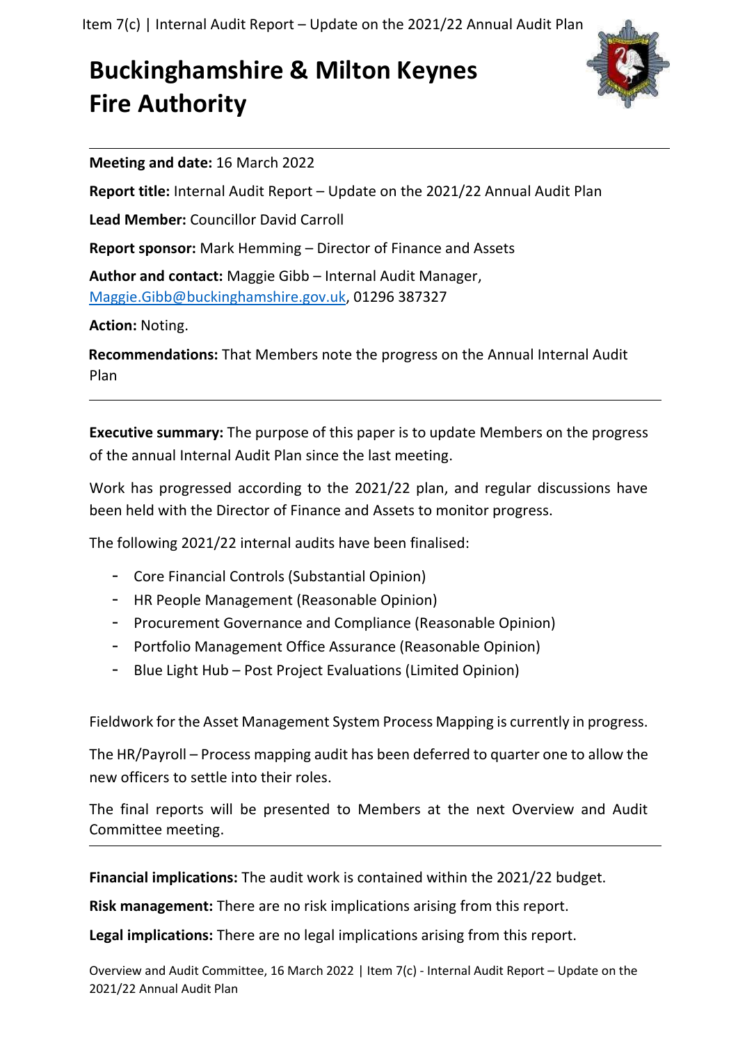# Buckinghamshire & Milton Keynes Fire Authority

**Meeting and date:** 16 March 2022

**Report title:** Internal Audit Report – Update on the 2021/22 Annual Audit Plan

**Lead Member:** Councillor David Carroll

**Report sponsor:** Mark Hemming – Director of Finance and Assets

**Author and contact:** Maggie Gibb – Internal Audit Manager, Maggie.Gibb@buckinghamshire.gov.uk, 01296 387327

**Action:** Noting.

**Recommendations:** That Members note the progress on the Annual Internal Audit Plan

---

**Executive summary:** The purpose of this paper is to update Members on the progress of the annual Internal Audit Plan since the last meeting.

Work has progressed according to the 2021/22 plan, and regular discussions have been held with the Director of Finance and Assets to monitor progress.

The following 2021/22 internal audits have been finalised:

- Core Financial Controls (Substantial Opinion)
- HR People Management (Reasonable Opinion)
- Procurement Governance and Compliance (Reasonable Opinion)
- Portfolio Management Office Assurance (Reasonable Opinion)
- Blue Light Hub – Post Project Evaluations (Limited Opinion)

Fieldwork for the Asset Management System Process Mapping is currently in progress.

The HR/Payroll – Process mapping audit has been deferred to quarter one to allow the new officers to settle into their roles.

The final reports will be presented to Members at the next Overview and Audit Committee meeting.

---

**Financial implications:** The audit work is contained within the 2021/22 budget.

**Risk management:** There are no risk implications arising from this report.

**Legal implications:** There are no legal implications arising from this report.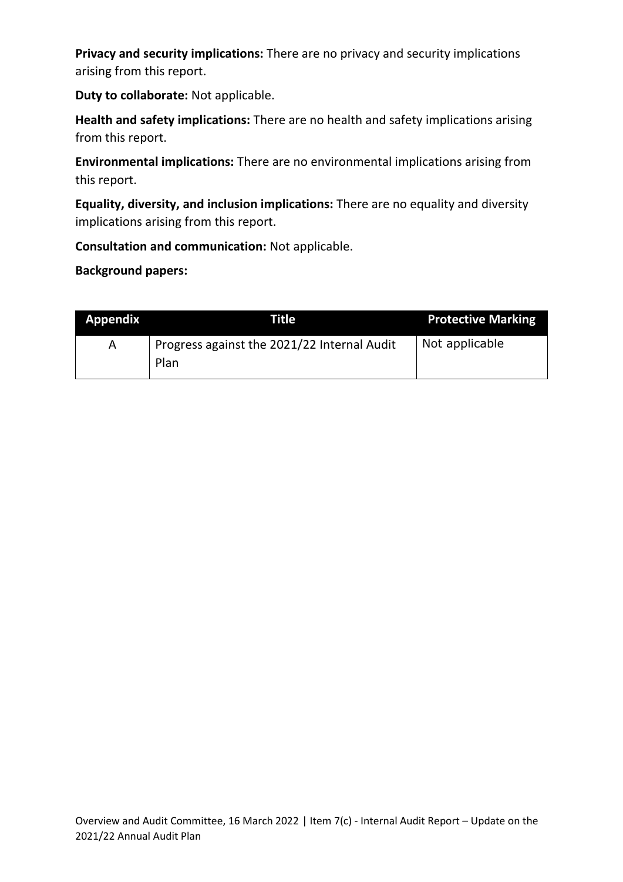**Privacy and security implications:** There are no privacy and security implications arising from this report.

**Duty to collaborate:** Not applicable.

**Health and safety implications:** There are no health and safety implications arising from this report.

**Environmental implications:** There are no environmental implications arising from this report.

**Equality, diversity, and inclusion implications:** There are no equality and diversity implications arising from this report.

**Consultation and communication:** Not applicable.

**Background papers:**

| Appendix | Title | Protective Marking |
|---|---|---|
| A | Progress against the 2021/22 Internal Audit Plan | Not applicable |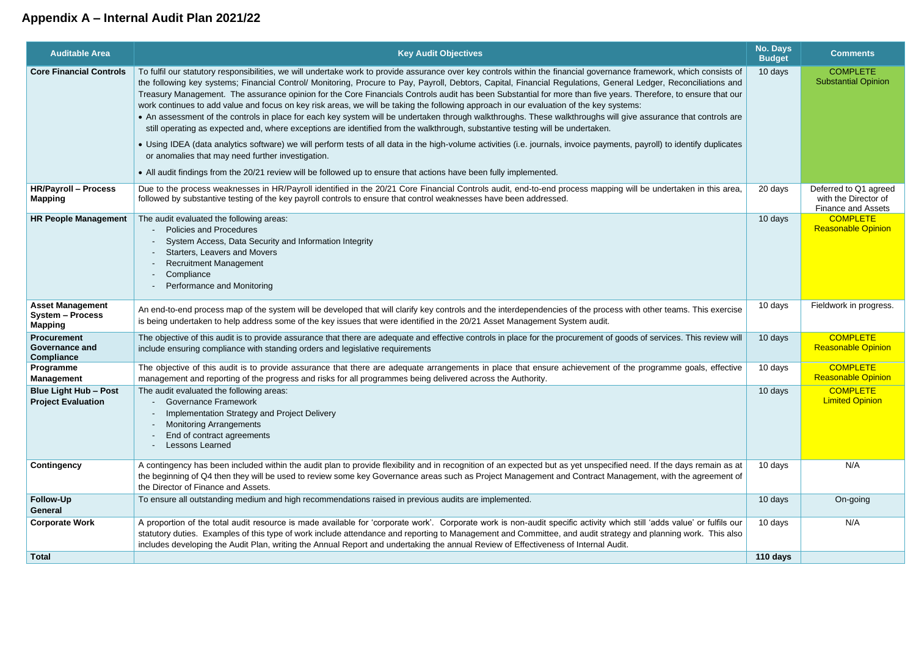# Appendix A – Internal Audit Plan 2021/22

| Auditable Area | Key Audit Objectives | No. Days Budget | Comments |
|---|---|---|---|
| **Core Financial Controls** | To fulfil our statutory responsibilities, we will undertake work to provide assurance over key controls within the financial governance framework, which consists of the following key systems; Financial Control/ Monitoring, Procure to Pay, Payroll, Debtors, Capital, Financial Regulations, General Ledger, Reconciliations and Treasury Management. The assurance opinion for the Core Financials Controls audit has been Substantial for more than five years. Therefore, to ensure that our work continues to add value and focus on key risk areas, we will be taking the following approach in our evaluation of the key systems:<br>• An assessment of the controls in place for each key system will be undertaken through walkthroughs. These walkthroughs will give assurance that controls are still operating as expected and, where exceptions are identified from the walkthrough, substantive testing will be undertaken.<br>• Using IDEA (data analytics software) we will perform tests of all data in the high-volume activities (i.e. journals, invoice payments, payroll) to identify duplicates or anomalies that may need further investigation.<br>• All audit findings from the 20/21 review will be followed up to ensure that actions have been fully implemented. | 10 days | COMPLETE<br>Substantial Opinion |
| **HR/Payroll – Process Mapping** | Due to the process weaknesses in HR/Payroll identified in the 20/21 Core Financial Controls audit, end-to-end process mapping will be undertaken in this area, followed by substantive testing of the key payroll controls to ensure that control weaknesses have been addressed. | 20 days | Deferred to Q1 agreed with the Director of Finance and Assets |
| **HR People Management** | The audit evaluated the following areas:<br>- Policies and Procedures<br>- System Access, Data Security and Information Integrity<br>- Starters, Leavers and Movers<br>- Recruitment Management<br>- Compliance<br>- Performance and Monitoring | 10 days | COMPLETE<br>Reasonable Opinion |
| **Asset Management System – Process Mapping** | An end-to-end process map of the system will be developed that will clarify key controls and the interdependencies of the process with other teams. This exercise is being undertaken to help address some of the key issues that were identified in the 20/21 Asset Management System audit. | 10 days | Fieldwork in progress. |
| **Procurement Governance and Compliance** | The objective of this audit is to provide assurance that there are adequate and effective controls in place for the procurement of goods of services. This review will include ensuring compliance with standing orders and legislative requirements | 10 days | COMPLETE<br>Reasonable Opinion |
| **Programme Management** | The objective of this audit is to provide assurance that there are adequate arrangements in place that ensure achievement of the programme goals, effective management and reporting of the progress and risks for all programmes being delivered across the Authority. | 10 days | COMPLETE<br>Reasonable Opinion |
| **Blue Light Hub – Post Project Evaluation** | The audit evaluated the following areas:<br>- Governance Framework<br>- Implementation Strategy and Project Delivery<br>- Monitoring Arrangements<br>- End of contract agreements<br>- Lessons Learned | 10 days | COMPLETE<br>Limited Opinion |
| **Contingency** | A contingency has been included within the audit plan to provide flexibility and in recognition of an expected but as yet unspecified need. If the days remain as at the beginning of Q4 then they will be used to review some key Governance areas such as Project Management and Contract Management, with the agreement of the Director of Finance and Assets. | 10 days | N/A |
| **Follow-Up General** | To ensure all outstanding medium and high recommendations raised in previous audits are implemented. | 10 days | On-going |
| **Corporate Work** | A proportion of the total audit resource is made available for 'corporate work'. Corporate work is non-audit specific activity which still 'adds value' or fulfils our statutory duties. Examples of this type of work include attendance and reporting to Management and Committee, and audit strategy and planning work. This also includes developing the Audit Plan, writing the Annual Report and undertaking the annual Review of Effectiveness of Internal Audit. | 10 days | N/A |
| **Total** | | **110 days** | |